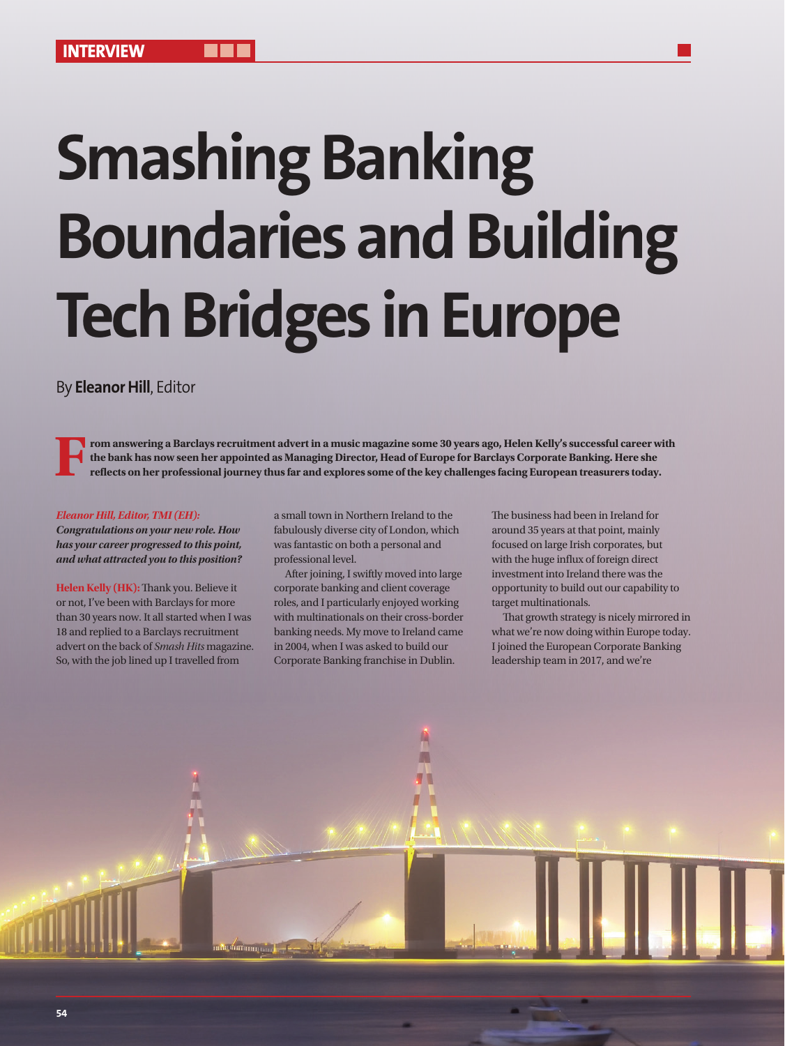INTERVIEW

# Smashing Banking Boundaries and Building Tech Bridges in Europe

By **Eleanor Hill**, Editor

**From answering a Barclays recruitment advert in a music magazine some 30 years ago, Helen Kelly's successful career with the bank has now seen her appointed as Managing Director, Head of Europe for Barclays Corporate Banking. Here she reflects on her professional journey thus far and explores some of the key challenges facing European treasurers today.**

***Eleanor Hill, Editor, TMI (EH): Congratulations on your new role. How has your career progressed to this point, and what attracted you to this position?***

**Helen Kelly (HK):** Thank you. Believe it or not, I've been with Barclays for more than 30 years now. It all started when I was 18 and replied to a Barclays recruitment advert on the back of *Smash Hits* magazine. So, with the job lined up I travelled from a small town in Northern Ireland to the fabulously diverse city of London, which was fantastic on both a personal and professional level.

After joining, I swiftly moved into large corporate banking and client coverage roles, and I particularly enjoyed working with multinationals on their cross-border banking needs. My move to Ireland came in 2004, when I was asked to build our Corporate Banking franchise in Dublin. The business had been in Ireland for around 35 years at that point, mainly focused on large Irish corporates, but with the huge influx of foreign direct investment into Ireland there was the opportunity to build out our capability to target multinationals.

That growth strategy is nicely mirrored in what we're now doing within Europe today. I joined the European Corporate Banking leadership team in 2017, and we're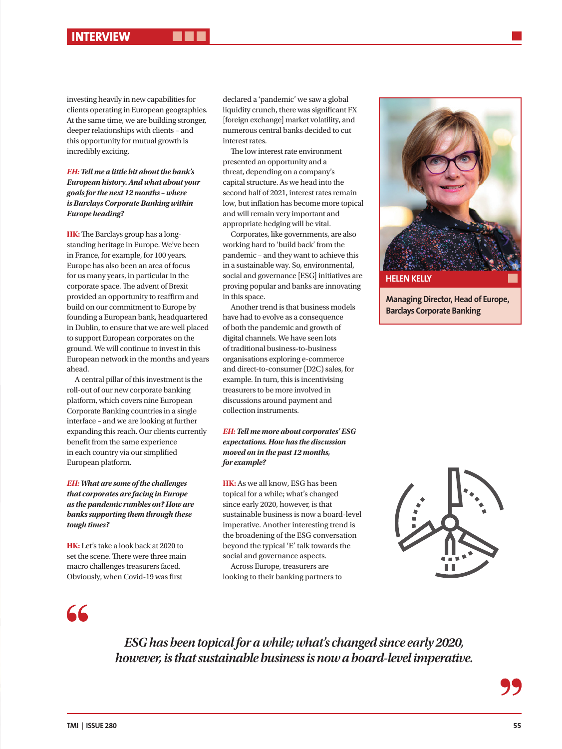investing heavily in new capabilities for clients operating in European geographies. At the same time, we are building stronger, deeper relationships with clients – and this opportunity for mutual growth is incredibly exciting.

***EH:* Tell me a little bit about the bank's European history. And what about your goals for the next 12 months – where is Barclays Corporate Banking within Europe heading?**

**HK:** The Barclays group has a long-standing heritage in Europe. We've been in France, for example, for 100 years. Europe has also been an area of focus for us many years, in particular in the corporate space. The advent of Brexit provided an opportunity to reaffirm and build on our commitment to Europe by founding a European bank, headquartered in Dublin, to ensure that we are well placed to support European corporates on the ground. We will continue to invest in this European network in the months and years ahead.

A central pillar of this investment is the roll-out of our new corporate banking platform, which covers nine European Corporate Banking countries in a single interface – and we are looking at further expanding this reach. Our clients currently benefit from the same experience in each country via our simplified European platform.

***EH:* What are some of the challenges that corporates are facing in Europe as the pandemic rumbles on? How are banks supporting them through these tough times?**

**HK:** Let's take a look back at 2020 to set the scene. There were three main macro challenges treasurers faced. Obviously, when Covid-19 was first declared a 'pandemic' we saw a global liquidity crunch, there was significant FX [foreign exchange] market volatility, and numerous central banks decided to cut interest rates.

The low interest rate environment presented an opportunity and a threat, depending on a company's capital structure. As we head into the second half of 2021, interest rates remain low, but inflation has become more topical and will remain very important and appropriate hedging will be vital.

Corporates, like governments, are also working hard to 'build back' from the pandemic – and they want to achieve this in a sustainable way. So, environmental, social and governance [ESG] initiatives are proving popular and banks are innovating in this space.

Another trend is that business models have had to evolve as a consequence of both the pandemic and growth of digital channels. We have seen lots of traditional business-to-business organisations exploring e-commerce and direct-to-consumer (D2C) sales, for example. In turn, this is incentivising treasurers to be more involved in discussions around payment and collection instruments.

***EH:* Tell me more about corporates' ESG expectations. How has the discussion moved on in the past 12 months, for example?**

**HK:** As we all know, ESG has been topical for a while; what's changed since early 2020, however, is that sustainable business is now a board-level imperative. Another interesting trend is the broadening of the ESG conversation beyond the typical 'E' talk towards the social and governance aspects.

Across Europe, treasurers are looking to their banking partners to

**HELEN KELLY**

**Managing Director, Head of Europe, Barclays Corporate Banking**

> *ESG has been topical for a while; what's changed since early 2020, however, is that sustainable business is now a board-level imperative.*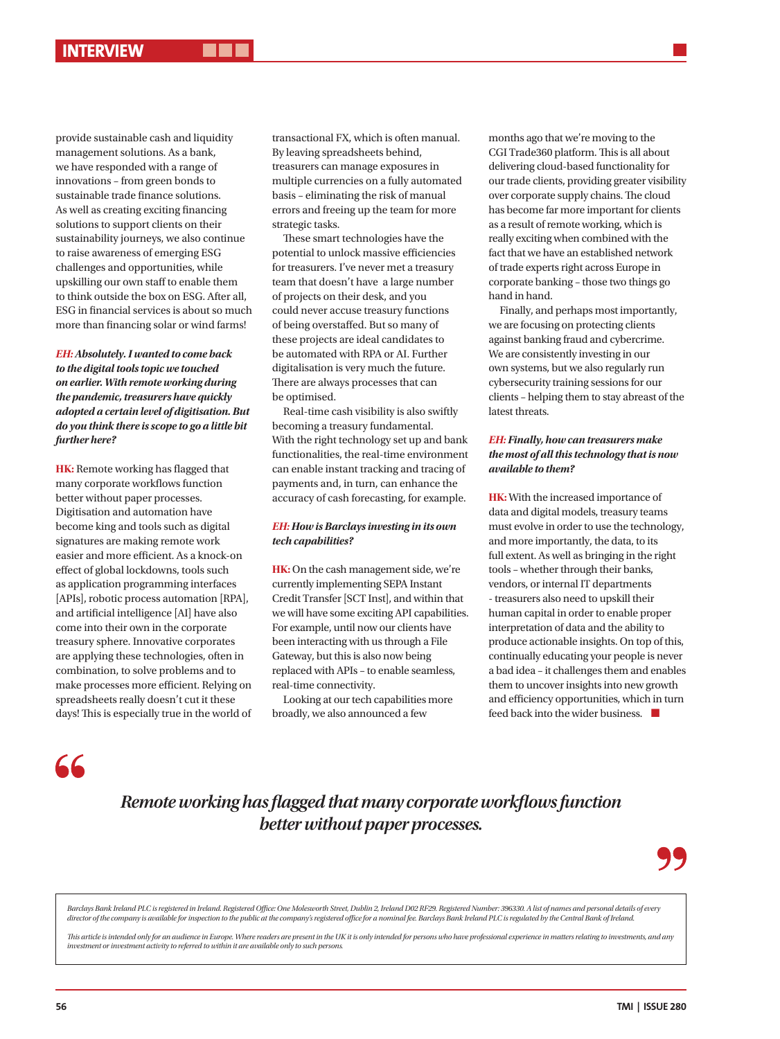provide sustainable cash and liquidity management solutions. As a bank, we have responded with a range of innovations – from green bonds to sustainable trade finance solutions. As well as creating exciting financing solutions to support clients on their sustainability journeys, we also continue to raise awareness of emerging ESG challenges and opportunities, while upskilling our own staff to enable them to think outside the box on ESG. After all, ESG in financial services is about so much more than financing solar or wind farms!

***EH:* Absolutely. I wanted to come back to the digital tools topic we touched on earlier. With remote working during the pandemic, treasurers have quickly adopted a certain level of digitisation. But do you think there is scope to go a little bit further here?**

**HK:** Remote working has flagged that many corporate workflows function better without paper processes. Digitisation and automation have become king and tools such as digital signatures are making remote work easier and more efficient. As a knock-on effect of global lockdowns, tools such as application programming interfaces [APIs], robotic process automation [RPA], and artificial intelligence [AI] have also come into their own in the corporate treasury sphere. Innovative corporates are applying these technologies, often in combination, to solve problems and to make processes more efficient. Relying on spreadsheets really doesn't cut it these days! This is especially true in the world of transactional FX, which is often manual. By leaving spreadsheets behind, treasurers can manage exposures in multiple currencies on a fully automated basis – eliminating the risk of manual errors and freeing up the team for more strategic tasks.

These smart technologies have the potential to unlock massive efficiencies for treasurers. I've never met a treasury team that doesn't have a large number of projects on their desk, and you could never accuse treasury functions of being overstaffed. But so many of these projects are ideal candidates to be automated with RPA or AI. Further digitalisation is very much the future. There are always processes that can be optimised.

Real-time cash visibility is also swiftly becoming a treasury fundamental. With the right technology set up and bank functionalities, the real-time environment can enable instant tracking and tracing of payments and, in turn, can enhance the accuracy of cash forecasting, for example.

***EH:* How is Barclays investing in its own tech capabilities?**

**HK:** On the cash management side, we're currently implementing SEPA Instant Credit Transfer [SCT Inst], and within that we will have some exciting API capabilities. For example, until now our clients have been interacting with us through a File Gateway, but this is also now being replaced with APIs – to enable seamless, real-time connectivity.

Looking at our tech capabilities more broadly, we also announced a few months ago that we're moving to the CGI Trade360 platform. This is all about delivering cloud-based functionality for our trade clients, providing greater visibility over corporate supply chains. The cloud has become far more important for clients as a result of remote working, which is really exciting when combined with the fact that we have an established network of trade experts right across Europe in corporate banking – those two things go hand in hand.

Finally, and perhaps most importantly, we are focusing on protecting clients against banking fraud and cybercrime. We are consistently investing in our own systems, but we also regularly run cybersecurity training sessions for our clients – helping them to stay abreast of the latest threats.

***EH:* Finally, how can treasurers make the most of all this technology that is now available to them?**

**HK:** With the increased importance of data and digital models, treasury teams must evolve in order to use the technology, and more importantly, the data, to its full extent. As well as bringing in the right tools – whether through their banks, vendors, or internal IT departments - treasurers also need to upskill their human capital in order to enable proper interpretation of data and the ability to produce actionable insights. On top of this, continually educating your people is never a bad idea – it challenges them and enables them to uncover insights into new growth and efficiency opportunities, which in turn feed back into the wider business. ■

> ***Remote working has flagged that many corporate workflows function better without paper processes.***

*Barclays Bank Ireland PLC is registered in Ireland. Registered Office: One Molesworth Street, Dublin 2, Ireland D02 RF29. Registered Number: 396330. A list of names and personal details of every director of the company is available for inspection to the public at the company's registered office for a nominal fee. Barclays Bank Ireland PLC is regulated by the Central Bank of Ireland.*

*This article is intended only for an audience in Europe. Where readers are present in the UK it is only intended for persons who have professional experience in matters relating to investments, and any investment or investment activity to referred to within it are available only to such persons.*